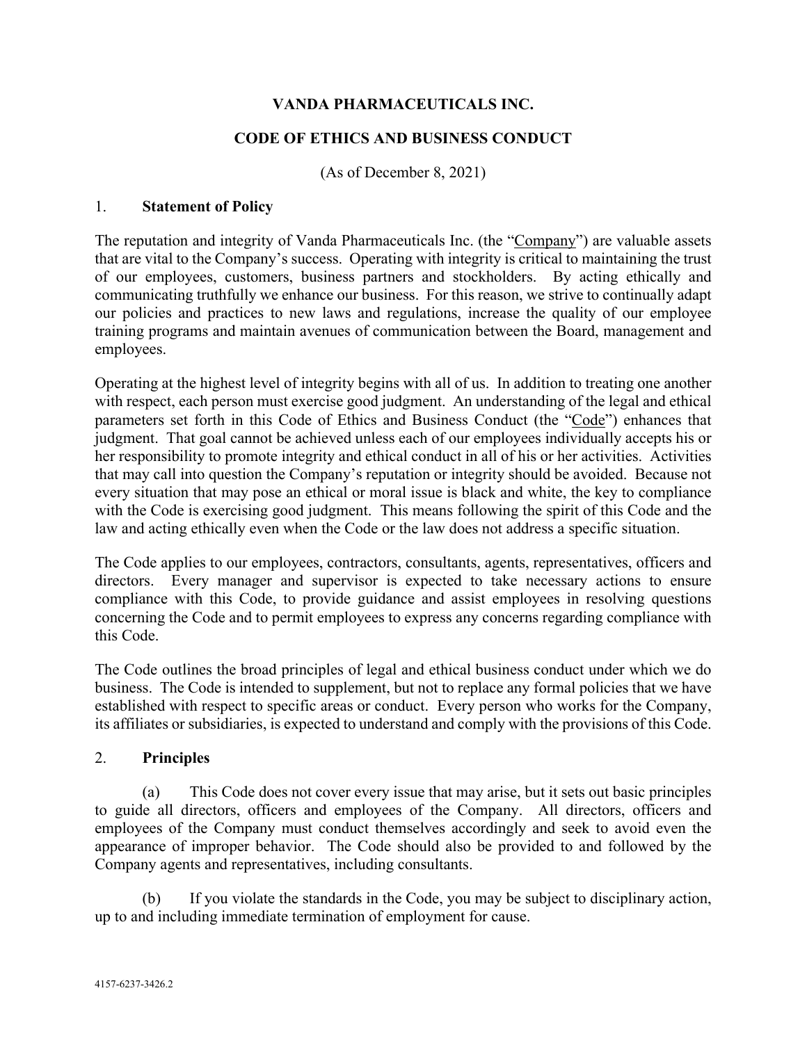# VANDA PHARMACEUTICALS INC.

## CODE OF ETHICS AND BUSINESS CONDUCT

(As of December 8, 2021)

### 1. Statement of Policy

The reputation and integrity of Vanda Pharmaceuticals Inc. (the "Company") are valuable assets that are vital to the Company's success. Operating with integrity is critical to maintaining the trust of our employees, customers, business partners and stockholders. By acting ethically and communicating truthfully we enhance our business. For this reason, we strive to continually adapt our policies and practices to new laws and regulations, increase the quality of our employee training programs and maintain avenues of communication between the Board, management and employees.

Operating at the highest level of integrity begins with all of us. In addition to treating one another with respect, each person must exercise good judgment. An understanding of the legal and ethical parameters set forth in this Code of Ethics and Business Conduct (the "Code") enhances that judgment. That goal cannot be achieved unless each of our employees individually accepts his or her responsibility to promote integrity and ethical conduct in all of his or her activities. Activities that may call into question the Company's reputation or integrity should be avoided. Because not every situation that may pose an ethical or moral issue is black and white, the key to compliance with the Code is exercising good judgment. This means following the spirit of this Code and the law and acting ethically even when the Code or the law does not address a specific situation.

The Code applies to our employees, contractors, consultants, agents, representatives, officers and directors. Every manager and supervisor is expected to take necessary actions to ensure compliance with this Code, to provide guidance and assist employees in resolving questions concerning the Code and to permit employees to express any concerns regarding compliance with this Code.

The Code outlines the broad principles of legal and ethical business conduct under which we do business. The Code is intended to supplement, but not to replace any formal policies that we have established with respect to specific areas or conduct. Every person who works for the Company, its affiliates or subsidiaries, is expected to understand and comply with the provisions of this Code.

### 2. Principles

(a) This Code does not cover every issue that may arise, but it sets out basic principles to guide all directors, officers and employees of the Company. All directors, officers and employees of the Company must conduct themselves accordingly and seek to avoid even the appearance of improper behavior. The Code should also be provided to and followed by the Company agents and representatives, including consultants.

(b) If you violate the standards in the Code, you may be subject to disciplinary action, up to and including immediate termination of employment for cause.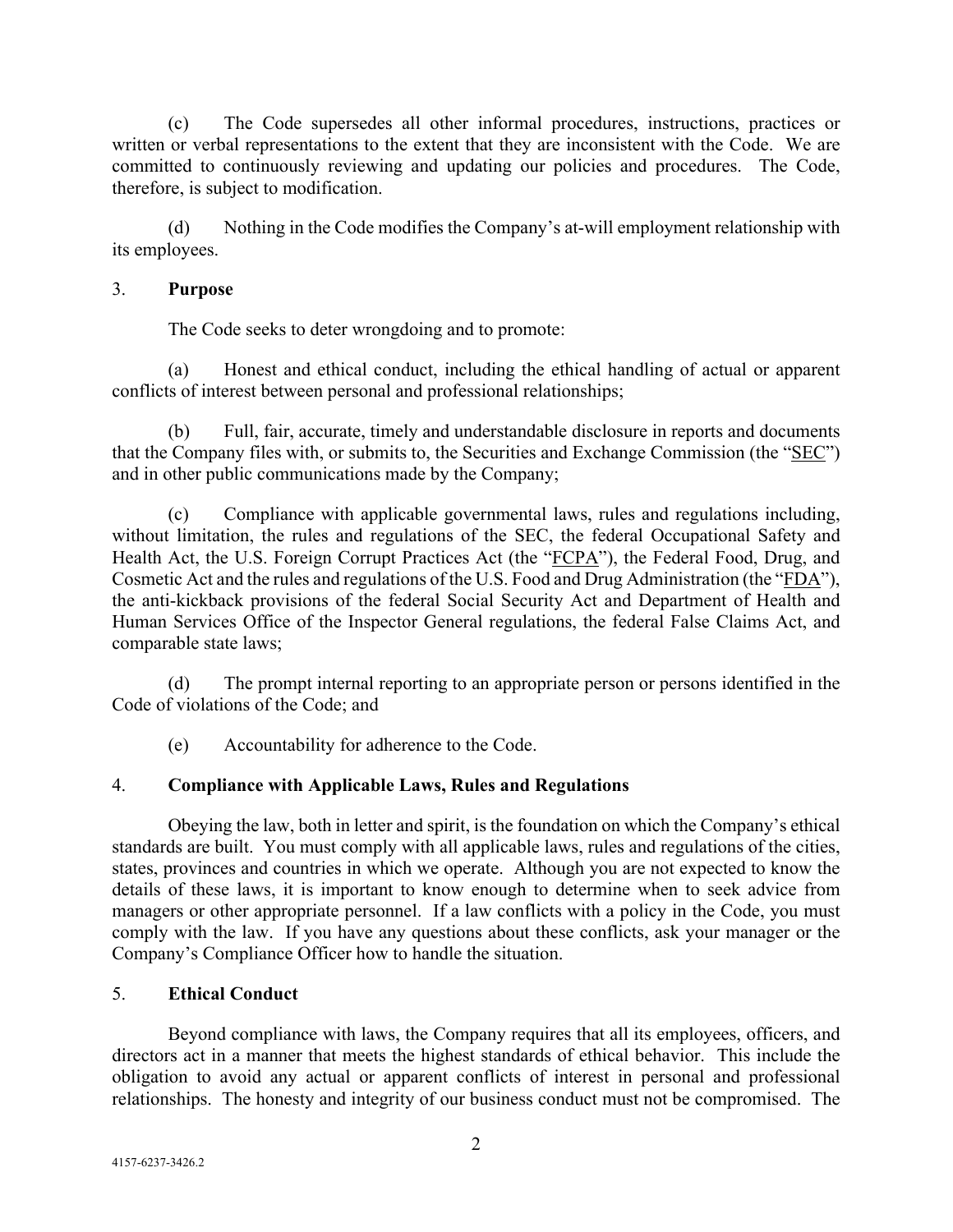(c) The Code supersedes all other informal procedures, instructions, practices or written or verbal representations to the extent that they are inconsistent with the Code. We are committed to continuously reviewing and updating our policies and procedures. The Code, therefore, is subject to modification.

(d) Nothing in the Code modifies the Company's at-will employment relationship with its employees.

## 3. **Purpose**

The Code seeks to deter wrongdoing and to promote:

(a) Honest and ethical conduct, including the ethical handling of actual or apparent conflicts of interest between personal and professional relationships;

(b) Full, fair, accurate, timely and understandable disclosure in reports and documents that the Company files with, or submits to, the Securities and Exchange Commission (the "SEC") and in other public communications made by the Company;

(c) Compliance with applicable governmental laws, rules and regulations including, without limitation, the rules and regulations of the SEC, the federal Occupational Safety and Health Act, the U.S. Foreign Corrupt Practices Act (the "FCPA"), the Federal Food, Drug, and Cosmetic Act and the rules and regulations of the U.S. Food and Drug Administration (the "FDA"), the anti-kickback provisions of the federal Social Security Act and Department of Health and Human Services Office of the Inspector General regulations, the federal False Claims Act, and comparable state laws;

(d) The prompt internal reporting to an appropriate person or persons identified in the Code of violations of the Code; and

(e) Accountability for adherence to the Code.

## 4. **Compliance with Applicable Laws, Rules and Regulations**

Obeying the law, both in letter and spirit, is the foundation on which the Company's ethical standards are built. You must comply with all applicable laws, rules and regulations of the cities, states, provinces and countries in which we operate. Although you are not expected to know the details of these laws, it is important to know enough to determine when to seek advice from managers or other appropriate personnel. If a law conflicts with a policy in the Code, you must comply with the law. If you have any questions about these conflicts, ask your manager or the Company's Compliance Officer how to handle the situation.

## 5. **Ethical Conduct**

Beyond compliance with laws, the Company requires that all its employees, officers, and directors act in a manner that meets the highest standards of ethical behavior. This include the obligation to avoid any actual or apparent conflicts of interest in personal and professional relationships. The honesty and integrity of our business conduct must not be compromised. The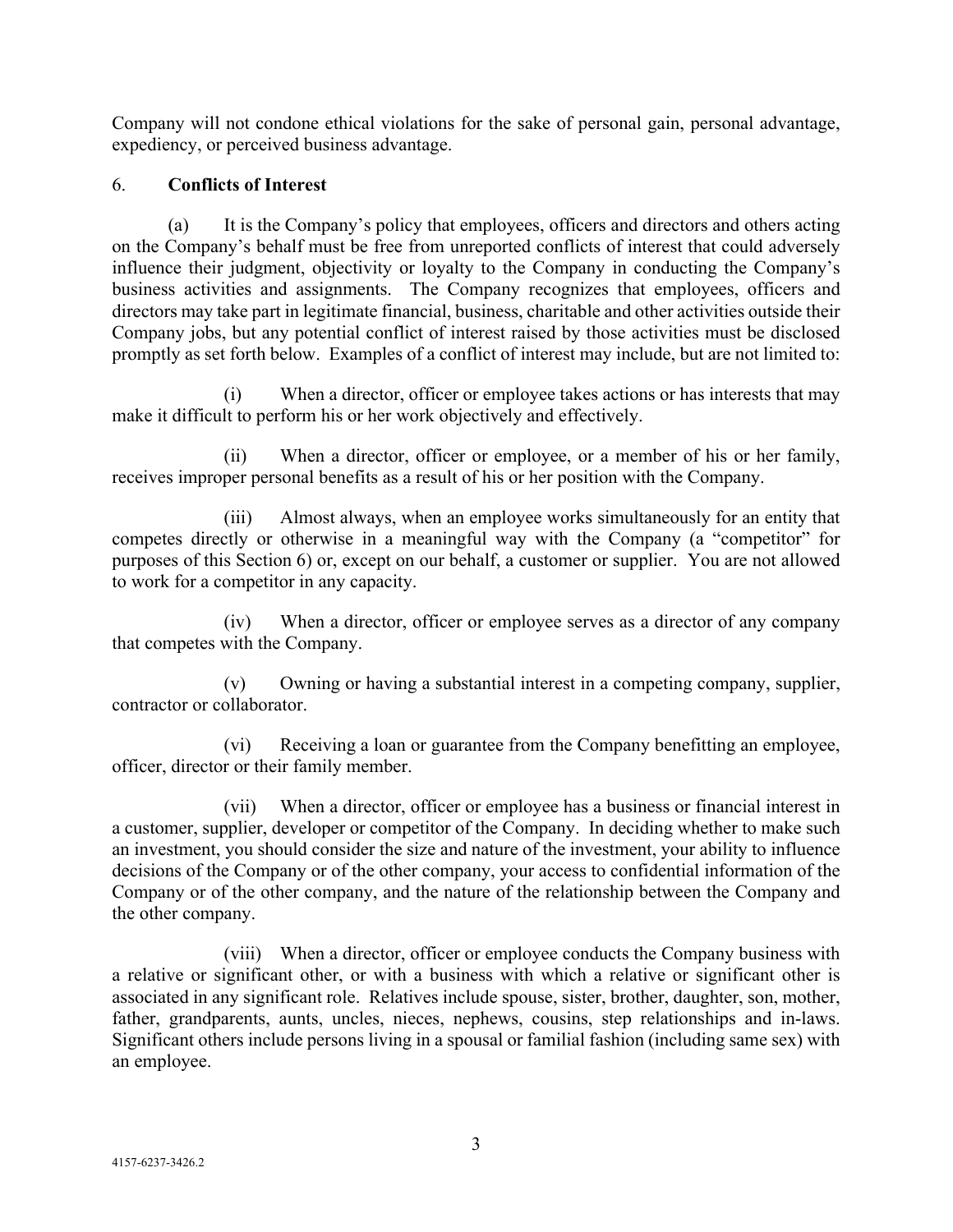Company will not condone ethical violations for the sake of personal gain, personal advantage, expediency, or perceived business advantage.

6. **Conflicts of Interest**

(a) It is the Company's policy that employees, officers and directors and others acting on the Company's behalf must be free from unreported conflicts of interest that could adversely influence their judgment, objectivity or loyalty to the Company in conducting the Company's business activities and assignments. The Company recognizes that employees, officers and directors may take part in legitimate financial, business, charitable and other activities outside their Company jobs, but any potential conflict of interest raised by those activities must be disclosed promptly as set forth below. Examples of a conflict of interest may include, but are not limited to:

(i) When a director, officer or employee takes actions or has interests that may make it difficult to perform his or her work objectively and effectively.

(ii) When a director, officer or employee, or a member of his or her family, receives improper personal benefits as a result of his or her position with the Company.

(iii) Almost always, when an employee works simultaneously for an entity that competes directly or otherwise in a meaningful way with the Company (a "competitor" for purposes of this Section 6) or, except on our behalf, a customer or supplier. You are not allowed to work for a competitor in any capacity.

(iv) When a director, officer or employee serves as a director of any company that competes with the Company.

(v) Owning or having a substantial interest in a competing company, supplier, contractor or collaborator.

(vi) Receiving a loan or guarantee from the Company benefitting an employee, officer, director or their family member.

(vii) When a director, officer or employee has a business or financial interest in a customer, supplier, developer or competitor of the Company. In deciding whether to make such an investment, you should consider the size and nature of the investment, your ability to influence decisions of the Company or of the other company, your access to confidential information of the Company or of the other company, and the nature of the relationship between the Company and the other company.

(viii) When a director, officer or employee conducts the Company business with a relative or significant other, or with a business with which a relative or significant other is associated in any significant role. Relatives include spouse, sister, brother, daughter, son, mother, father, grandparents, aunts, uncles, nieces, nephews, cousins, step relationships and in-laws. Significant others include persons living in a spousal or familial fashion (including same sex) with an employee.

4157-6237-3426.2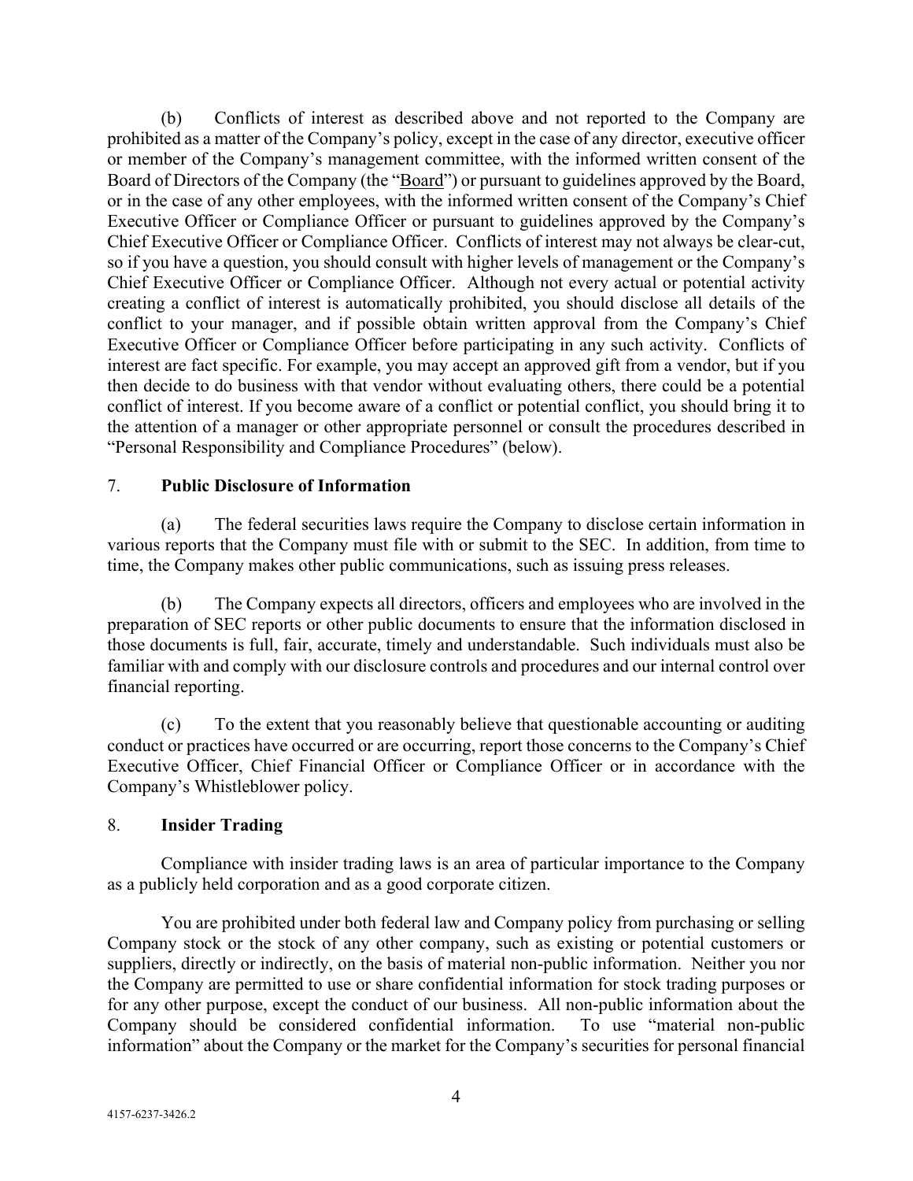(b) Conflicts of interest as described above and not reported to the Company are prohibited as a matter of the Company's policy, except in the case of any director, executive officer or member of the Company's management committee, with the informed written consent of the Board of Directors of the Company (the "Board") or pursuant to guidelines approved by the Board, or in the case of any other employees, with the informed written consent of the Company's Chief Executive Officer or Compliance Officer or pursuant to guidelines approved by the Company's Chief Executive Officer or Compliance Officer. Conflicts of interest may not always be clear-cut, so if you have a question, you should consult with higher levels of management or the Company's Chief Executive Officer or Compliance Officer. Although not every actual or potential activity creating a conflict of interest is automatically prohibited, you should disclose all details of the conflict to your manager, and if possible obtain written approval from the Company's Chief Executive Officer or Compliance Officer before participating in any such activity. Conflicts of interest are fact specific. For example, you may accept an approved gift from a vendor, but if you then decide to do business with that vendor without evaluating others, there could be a potential conflict of interest. If you become aware of a conflict or potential conflict, you should bring it to the attention of a manager or other appropriate personnel or consult the procedures described in "Personal Responsibility and Compliance Procedures" (below).

7. **Public Disclosure of Information**

(a) The federal securities laws require the Company to disclose certain information in various reports that the Company must file with or submit to the SEC. In addition, from time to time, the Company makes other public communications, such as issuing press releases.

(b) The Company expects all directors, officers and employees who are involved in the preparation of SEC reports or other public documents to ensure that the information disclosed in those documents is full, fair, accurate, timely and understandable. Such individuals must also be familiar with and comply with our disclosure controls and procedures and our internal control over financial reporting.

(c) To the extent that you reasonably believe that questionable accounting or auditing conduct or practices have occurred or are occurring, report those concerns to the Company's Chief Executive Officer, Chief Financial Officer or Compliance Officer or in accordance with the Company's Whistleblower policy.

8. **Insider Trading**

Compliance with insider trading laws is an area of particular importance to the Company as a publicly held corporation and as a good corporate citizen.

You are prohibited under both federal law and Company policy from purchasing or selling Company stock or the stock of any other company, such as existing or potential customers or suppliers, directly or indirectly, on the basis of material non-public information. Neither you nor the Company are permitted to use or share confidential information for stock trading purposes or for any other purpose, except the conduct of our business. All non-public information about the Company should be considered confidential information. To use "material non-public information" about the Company or the market for the Company's securities for personal financial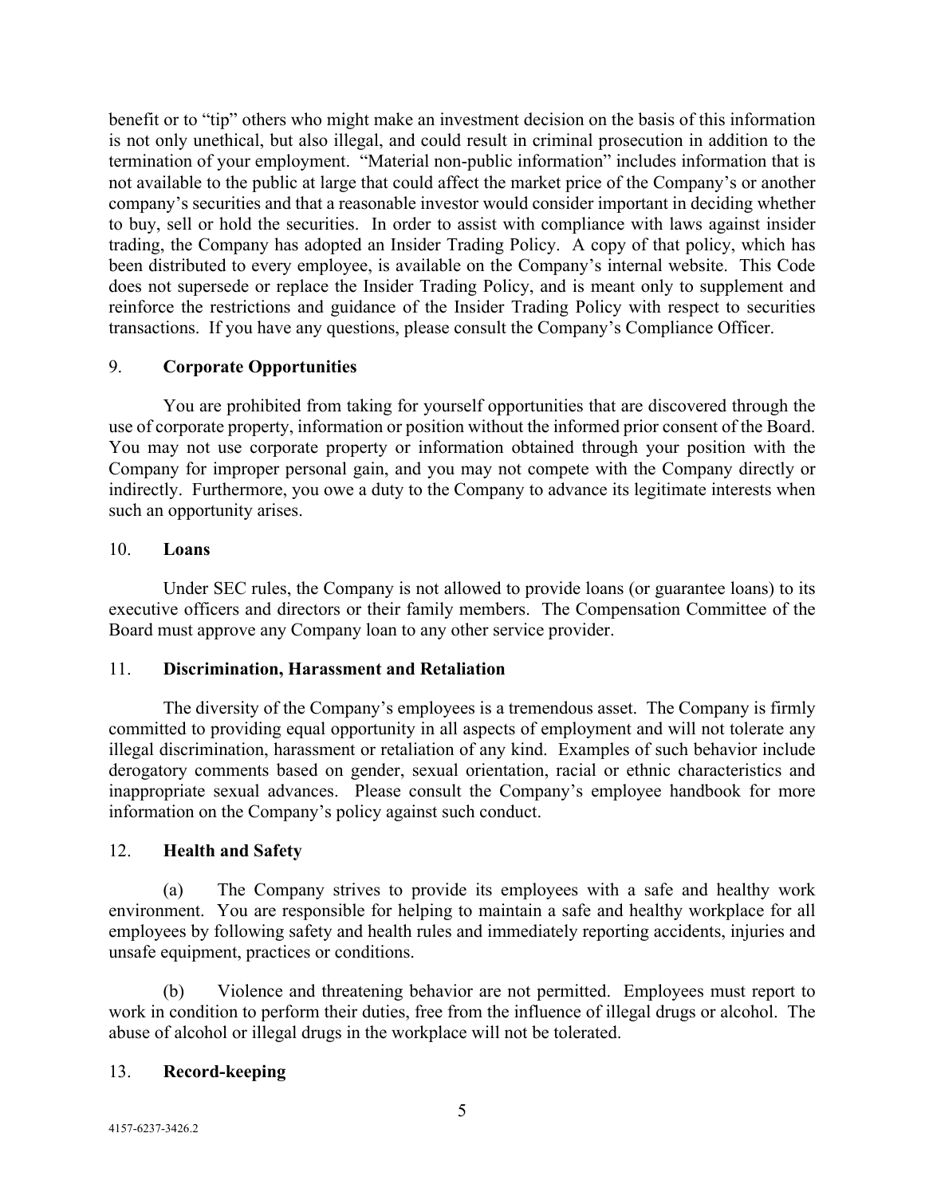benefit or to "tip" others who might make an investment decision on the basis of this information is not only unethical, but also illegal, and could result in criminal prosecution in addition to the termination of your employment. "Material non-public information" includes information that is not available to the public at large that could affect the market price of the Company's or another company's securities and that a reasonable investor would consider important in deciding whether to buy, sell or hold the securities. In order to assist with compliance with laws against insider trading, the Company has adopted an Insider Trading Policy. A copy of that policy, which has been distributed to every employee, is available on the Company's internal website. This Code does not supersede or replace the Insider Trading Policy, and is meant only to supplement and reinforce the restrictions and guidance of the Insider Trading Policy with respect to securities transactions. If you have any questions, please consult the Company's Compliance Officer.

## 9. **Corporate Opportunities**

You are prohibited from taking for yourself opportunities that are discovered through the use of corporate property, information or position without the informed prior consent of the Board. You may not use corporate property or information obtained through your position with the Company for improper personal gain, and you may not compete with the Company directly or indirectly. Furthermore, you owe a duty to the Company to advance its legitimate interests when such an opportunity arises.

## 10. **Loans**

Under SEC rules, the Company is not allowed to provide loans (or guarantee loans) to its executive officers and directors or their family members. The Compensation Committee of the Board must approve any Company loan to any other service provider.

## 11. **Discrimination, Harassment and Retaliation**

The diversity of the Company's employees is a tremendous asset. The Company is firmly committed to providing equal opportunity in all aspects of employment and will not tolerate any illegal discrimination, harassment or retaliation of any kind. Examples of such behavior include derogatory comments based on gender, sexual orientation, racial or ethnic characteristics and inappropriate sexual advances. Please consult the Company's employee handbook for more information on the Company's policy against such conduct.

## 12. **Health and Safety**

(a) The Company strives to provide its employees with a safe and healthy work environment. You are responsible for helping to maintain a safe and healthy workplace for all employees by following safety and health rules and immediately reporting accidents, injuries and unsafe equipment, practices or conditions.

(b) Violence and threatening behavior are not permitted. Employees must report to work in condition to perform their duties, free from the influence of illegal drugs or alcohol. The abuse of alcohol or illegal drugs in the workplace will not be tolerated.

## 13. **Record-keeping**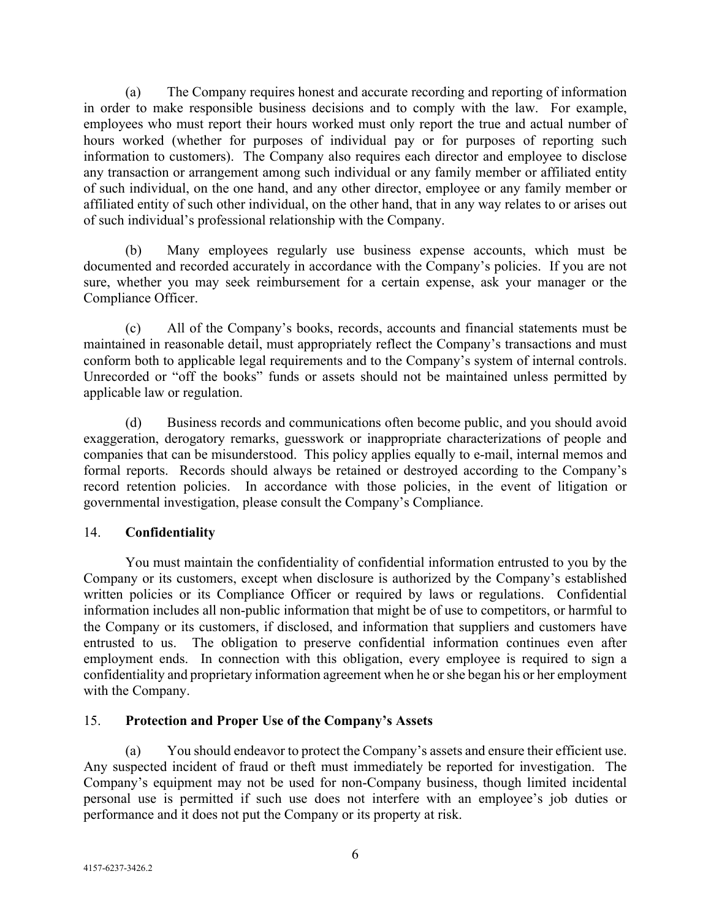(a) The Company requires honest and accurate recording and reporting of information in order to make responsible business decisions and to comply with the law. For example, employees who must report their hours worked must only report the true and actual number of hours worked (whether for purposes of individual pay or for purposes of reporting such information to customers). The Company also requires each director and employee to disclose any transaction or arrangement among such individual or any family member or affiliated entity of such individual, on the one hand, and any other director, employee or any family member or affiliated entity of such other individual, on the other hand, that in any way relates to or arises out of such individual's professional relationship with the Company.

(b) Many employees regularly use business expense accounts, which must be documented and recorded accurately in accordance with the Company's policies. If you are not sure, whether you may seek reimbursement for a certain expense, ask your manager or the Compliance Officer.

(c) All of the Company's books, records, accounts and financial statements must be maintained in reasonable detail, must appropriately reflect the Company's transactions and must conform both to applicable legal requirements and to the Company's system of internal controls. Unrecorded or "off the books" funds or assets should not be maintained unless permitted by applicable law or regulation.

(d) Business records and communications often become public, and you should avoid exaggeration, derogatory remarks, guesswork or inappropriate characterizations of people and companies that can be misunderstood. This policy applies equally to e-mail, internal memos and formal reports. Records should always be retained or destroyed according to the Company's record retention policies. In accordance with those policies, in the event of litigation or governmental investigation, please consult the Company's Compliance.

## 14. **Confidentiality**

You must maintain the confidentiality of confidential information entrusted to you by the Company or its customers, except when disclosure is authorized by the Company's established written policies or its Compliance Officer or required by laws or regulations. Confidential information includes all non-public information that might be of use to competitors, or harmful to the Company or its customers, if disclosed, and information that suppliers and customers have entrusted to us. The obligation to preserve confidential information continues even after employment ends. In connection with this obligation, every employee is required to sign a confidentiality and proprietary information agreement when he or she began his or her employment with the Company.

## 15. **Protection and Proper Use of the Company's Assets**

(a) You should endeavor to protect the Company's assets and ensure their efficient use. Any suspected incident of fraud or theft must immediately be reported for investigation. The Company's equipment may not be used for non-Company business, though limited incidental personal use is permitted if such use does not interfere with an employee's job duties or performance and it does not put the Company or its property at risk.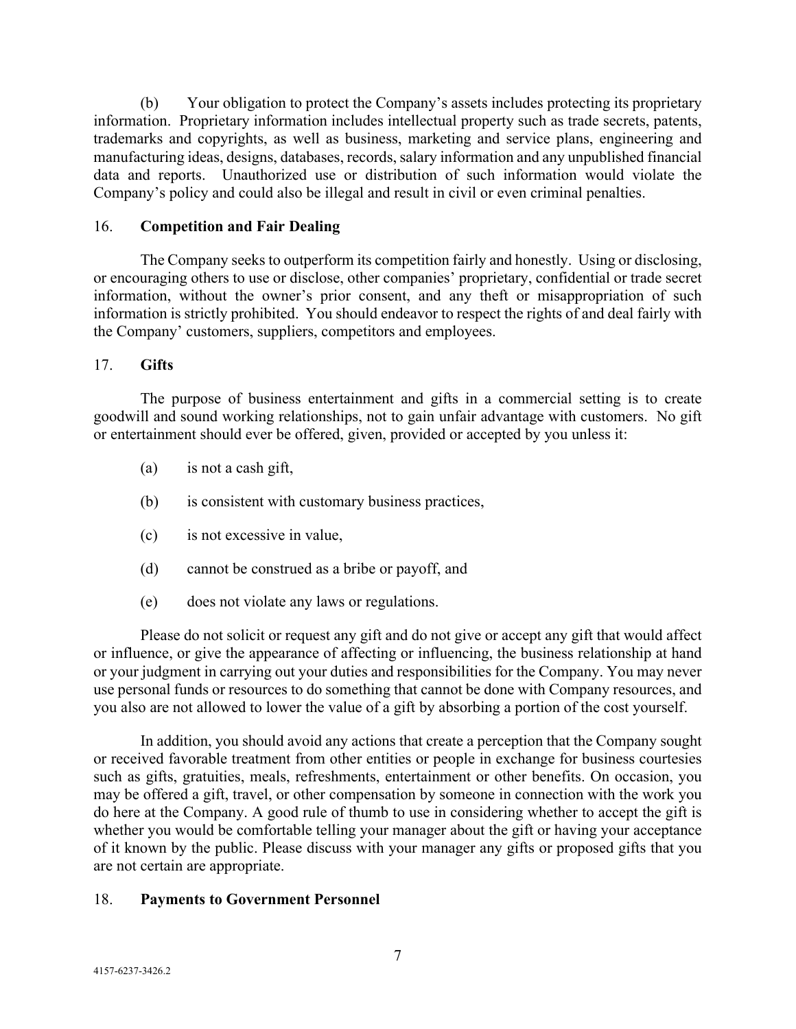(b) Your obligation to protect the Company's assets includes protecting its proprietary information. Proprietary information includes intellectual property such as trade secrets, patents, trademarks and copyrights, as well as business, marketing and service plans, engineering and manufacturing ideas, designs, databases, records, salary information and any unpublished financial data and reports. Unauthorized use or distribution of such information would violate the Company's policy and could also be illegal and result in civil or even criminal penalties.

## 16. **Competition and Fair Dealing**

The Company seeks to outperform its competition fairly and honestly. Using or disclosing, or encouraging others to use or disclose, other companies' proprietary, confidential or trade secret information, without the owner's prior consent, and any theft or misappropriation of such information is strictly prohibited. You should endeavor to respect the rights of and deal fairly with the Company' customers, suppliers, competitors and employees.

## 17. **Gifts**

The purpose of business entertainment and gifts in a commercial setting is to create goodwill and sound working relationships, not to gain unfair advantage with customers. No gift or entertainment should ever be offered, given, provided or accepted by you unless it:

(a) is not a cash gift,

(b) is consistent with customary business practices,

(c) is not excessive in value,

(d) cannot be construed as a bribe or payoff, and

(e) does not violate any laws or regulations.

Please do not solicit or request any gift and do not give or accept any gift that would affect or influence, or give the appearance of affecting or influencing, the business relationship at hand or your judgment in carrying out your duties and responsibilities for the Company. You may never use personal funds or resources to do something that cannot be done with Company resources, and you also are not allowed to lower the value of a gift by absorbing a portion of the cost yourself.

In addition, you should avoid any actions that create a perception that the Company sought or received favorable treatment from other entities or people in exchange for business courtesies such as gifts, gratuities, meals, refreshments, entertainment or other benefits. On occasion, you may be offered a gift, travel, or other compensation by someone in connection with the work you do here at the Company. A good rule of thumb to use in considering whether to accept the gift is whether you would be comfortable telling your manager about the gift or having your acceptance of it known by the public. Please discuss with your manager any gifts or proposed gifts that you are not certain are appropriate.

## 18. **Payments to Government Personnel**

4157-6237-3426.2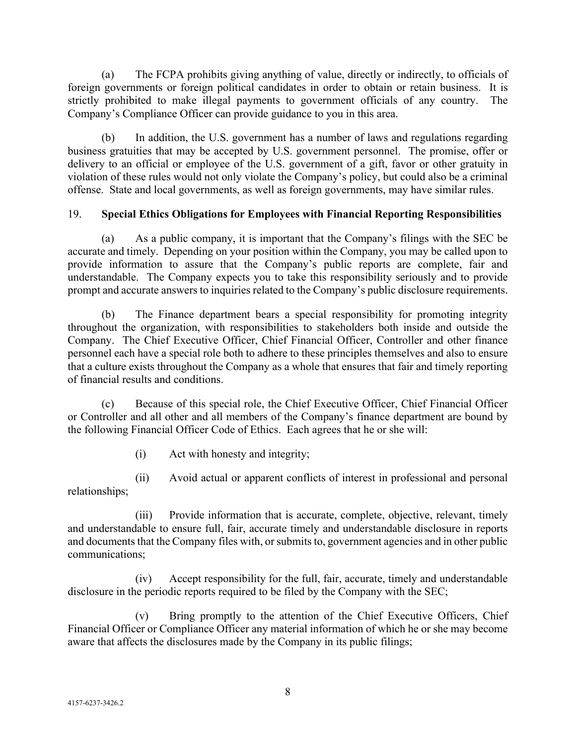(a) The FCPA prohibits giving anything of value, directly or indirectly, to officials of foreign governments or foreign political candidates in order to obtain or retain business. It is strictly prohibited to make illegal payments to government officials of any country. The Company's Compliance Officer can provide guidance to you in this area.

(b) In addition, the U.S. government has a number of laws and regulations regarding business gratuities that may be accepted by U.S. government personnel. The promise, offer or delivery to an official or employee of the U.S. government of a gift, favor or other gratuity in violation of these rules would not only violate the Company's policy, but could also be a criminal offense. State and local governments, as well as foreign governments, may have similar rules.

## 19. **Special Ethics Obligations for Employees with Financial Reporting Responsibilities**

(a) As a public company, it is important that the Company's filings with the SEC be accurate and timely. Depending on your position within the Company, you may be called upon to provide information to assure that the Company's public reports are complete, fair and understandable. The Company expects you to take this responsibility seriously and to provide prompt and accurate answers to inquiries related to the Company's public disclosure requirements.

(b) The Finance department bears a special responsibility for promoting integrity throughout the organization, with responsibilities to stakeholders both inside and outside the Company. The Chief Executive Officer, Chief Financial Officer, Controller and other finance personnel each have a special role both to adhere to these principles themselves and also to ensure that a culture exists throughout the Company as a whole that ensures that fair and timely reporting of financial results and conditions.

(c) Because of this special role, the Chief Executive Officer, Chief Financial Officer or Controller and all other and all members of the Company's finance department are bound by the following Financial Officer Code of Ethics. Each agrees that he or she will:

(i) Act with honesty and integrity;

(ii) Avoid actual or apparent conflicts of interest in professional and personal relationships;

(iii) Provide information that is accurate, complete, objective, relevant, timely and understandable to ensure full, fair, accurate timely and understandable disclosure in reports and documents that the Company files with, or submits to, government agencies and in other public communications;

(iv) Accept responsibility for the full, fair, accurate, timely and understandable disclosure in the periodic reports required to be filed by the Company with the SEC;

(v) Bring promptly to the attention of the Chief Executive Officers, Chief Financial Officer or Compliance Officer any material information of which he or she may become aware that affects the disclosures made by the Company in its public filings;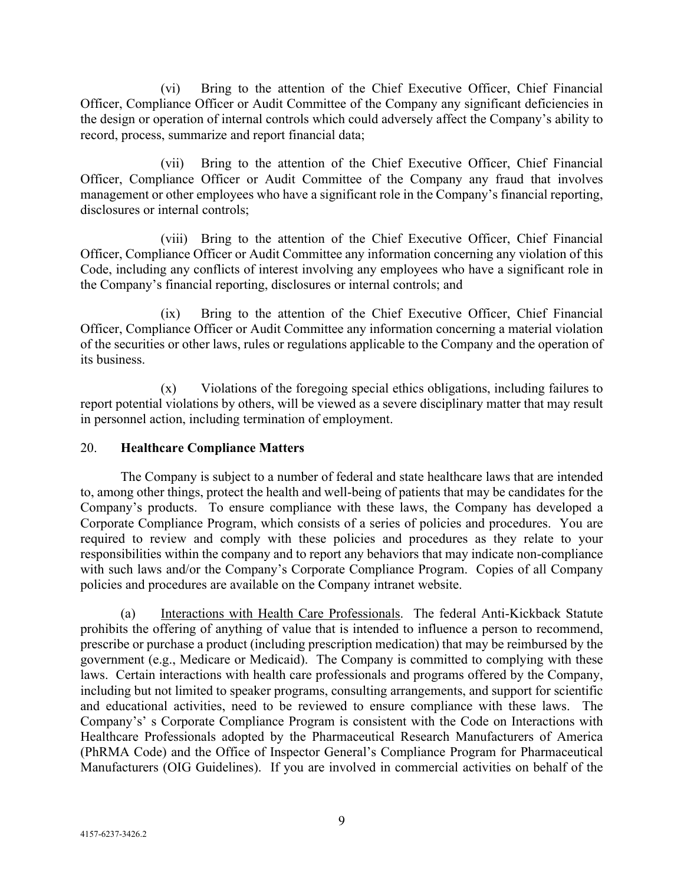(vi) Bring to the attention of the Chief Executive Officer, Chief Financial Officer, Compliance Officer or Audit Committee of the Company any significant deficiencies in the design or operation of internal controls which could adversely affect the Company's ability to record, process, summarize and report financial data;

(vii) Bring to the attention of the Chief Executive Officer, Chief Financial Officer, Compliance Officer or Audit Committee of the Company any fraud that involves management or other employees who have a significant role in the Company's financial reporting, disclosures or internal controls;

(viii) Bring to the attention of the Chief Executive Officer, Chief Financial Officer, Compliance Officer or Audit Committee any information concerning any violation of this Code, including any conflicts of interest involving any employees who have a significant role in the Company's financial reporting, disclosures or internal controls; and

(ix) Bring to the attention of the Chief Executive Officer, Chief Financial Officer, Compliance Officer or Audit Committee any information concerning a material violation of the securities or other laws, rules or regulations applicable to the Company and the operation of its business.

(x) Violations of the foregoing special ethics obligations, including failures to report potential violations by others, will be viewed as a severe disciplinary matter that may result in personnel action, including termination of employment.

## 20. **Healthcare Compliance Matters**

The Company is subject to a number of federal and state healthcare laws that are intended to, among other things, protect the health and well-being of patients that may be candidates for the Company's products. To ensure compliance with these laws, the Company has developed a Corporate Compliance Program, which consists of a series of policies and procedures. You are required to review and comply with these policies and procedures as they relate to your responsibilities within the company and to report any behaviors that may indicate non-compliance with such laws and/or the Company's Corporate Compliance Program. Copies of all Company policies and procedures are available on the Company intranet website.

(a) Interactions with Health Care Professionals. The federal Anti-Kickback Statute prohibits the offering of anything of value that is intended to influence a person to recommend, prescribe or purchase a product (including prescription medication) that may be reimbursed by the government (e.g., Medicare or Medicaid). The Company is committed to complying with these laws. Certain interactions with health care professionals and programs offered by the Company, including but not limited to speaker programs, consulting arrangements, and support for scientific and educational activities, need to be reviewed to ensure compliance with these laws. The Company's' s Corporate Compliance Program is consistent with the Code on Interactions with Healthcare Professionals adopted by the Pharmaceutical Research Manufacturers of America (PhRMA Code) and the Office of Inspector General's Compliance Program for Pharmaceutical Manufacturers (OIG Guidelines). If you are involved in commercial activities on behalf of the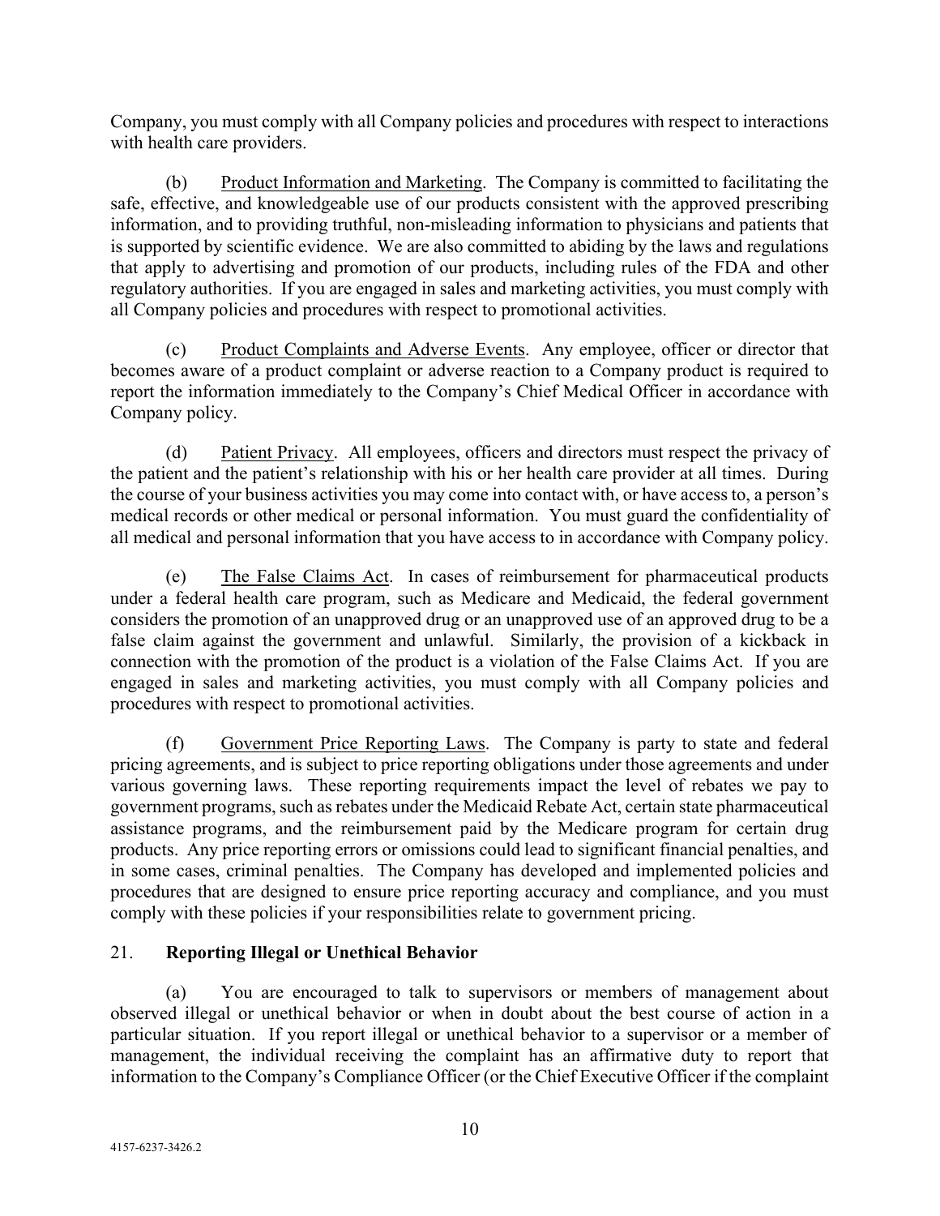Company, you must comply with all Company policies and procedures with respect to interactions with health care providers.

(b) Product Information and Marketing. The Company is committed to facilitating the safe, effective, and knowledgeable use of our products consistent with the approved prescribing information, and to providing truthful, non-misleading information to physicians and patients that is supported by scientific evidence. We are also committed to abiding by the laws and regulations that apply to advertising and promotion of our products, including rules of the FDA and other regulatory authorities. If you are engaged in sales and marketing activities, you must comply with all Company policies and procedures with respect to promotional activities.

(c) Product Complaints and Adverse Events. Any employee, officer or director that becomes aware of a product complaint or adverse reaction to a Company product is required to report the information immediately to the Company's Chief Medical Officer in accordance with Company policy.

(d) Patient Privacy. All employees, officers and directors must respect the privacy of the patient and the patient's relationship with his or her health care provider at all times. During the course of your business activities you may come into contact with, or have access to, a person's medical records or other medical or personal information. You must guard the confidentiality of all medical and personal information that you have access to in accordance with Company policy.

(e) The False Claims Act. In cases of reimbursement for pharmaceutical products under a federal health care program, such as Medicare and Medicaid, the federal government considers the promotion of an unapproved drug or an unapproved use of an approved drug to be a false claim against the government and unlawful. Similarly, the provision of a kickback in connection with the promotion of the product is a violation of the False Claims Act. If you are engaged in sales and marketing activities, you must comply with all Company policies and procedures with respect to promotional activities.

(f) Government Price Reporting Laws. The Company is party to state and federal pricing agreements, and is subject to price reporting obligations under those agreements and under various governing laws. These reporting requirements impact the level of rebates we pay to government programs, such as rebates under the Medicaid Rebate Act, certain state pharmaceutical assistance programs, and the reimbursement paid by the Medicare program for certain drug products. Any price reporting errors or omissions could lead to significant financial penalties, and in some cases, criminal penalties. The Company has developed and implemented policies and procedures that are designed to ensure price reporting accuracy and compliance, and you must comply with these policies if your responsibilities relate to government pricing.

## 21. **Reporting Illegal or Unethical Behavior**

(a) You are encouraged to talk to supervisors or members of management about observed illegal or unethical behavior or when in doubt about the best course of action in a particular situation. If you report illegal or unethical behavior to a supervisor or a member of management, the individual receiving the complaint has an affirmative duty to report that information to the Company's Compliance Officer (or the Chief Executive Officer if the complaint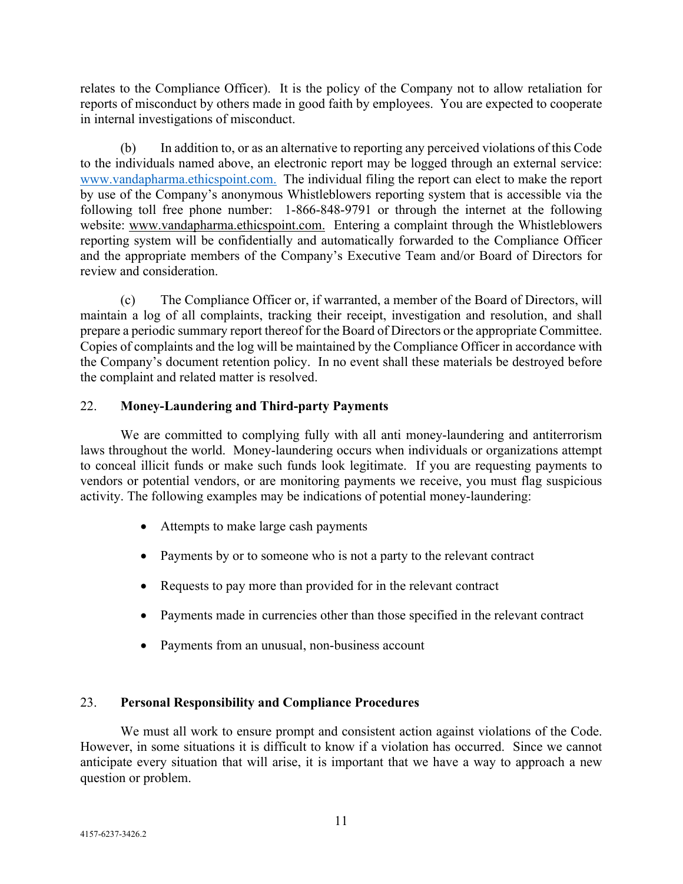relates to the Compliance Officer). It is the policy of the Company not to allow retaliation for reports of misconduct by others made in good faith by employees. You are expected to cooperate in internal investigations of misconduct.

(b) In addition to, or as an alternative to reporting any perceived violations of this Code to the individuals named above, an electronic report may be logged through an external service: www.vandapharma.ethicspoint.com. The individual filing the report can elect to make the report by use of the Company's anonymous Whistleblowers reporting system that is accessible via the following toll free phone number: 1-866-848-9791 or through the internet at the following website: www.vandapharma.ethicspoint.com. Entering a complaint through the Whistleblowers reporting system will be confidentially and automatically forwarded to the Compliance Officer and the appropriate members of the Company's Executive Team and/or Board of Directors for review and consideration.

(c) The Compliance Officer or, if warranted, a member of the Board of Directors, will maintain a log of all complaints, tracking their receipt, investigation and resolution, and shall prepare a periodic summary report thereof for the Board of Directors or the appropriate Committee. Copies of complaints and the log will be maintained by the Compliance Officer in accordance with the Company's document retention policy. In no event shall these materials be destroyed before the complaint and related matter is resolved.

## 22. **Money-Laundering and Third-party Payments**

We are committed to complying fully with all anti money-laundering and antiterrorism laws throughout the world. Money-laundering occurs when individuals or organizations attempt to conceal illicit funds or make such funds look legitimate. If you are requesting payments to vendors or potential vendors, or are monitoring payments we receive, you must flag suspicious activity. The following examples may be indications of potential money-laundering:

- Attempts to make large cash payments
- Payments by or to someone who is not a party to the relevant contract
- Requests to pay more than provided for in the relevant contract
- Payments made in currencies other than those specified in the relevant contract
- Payments from an unusual, non-business account

## 23. **Personal Responsibility and Compliance Procedures**

We must all work to ensure prompt and consistent action against violations of the Code. However, in some situations it is difficult to know if a violation has occurred. Since we cannot anticipate every situation that will arise, it is important that we have a way to approach a new question or problem.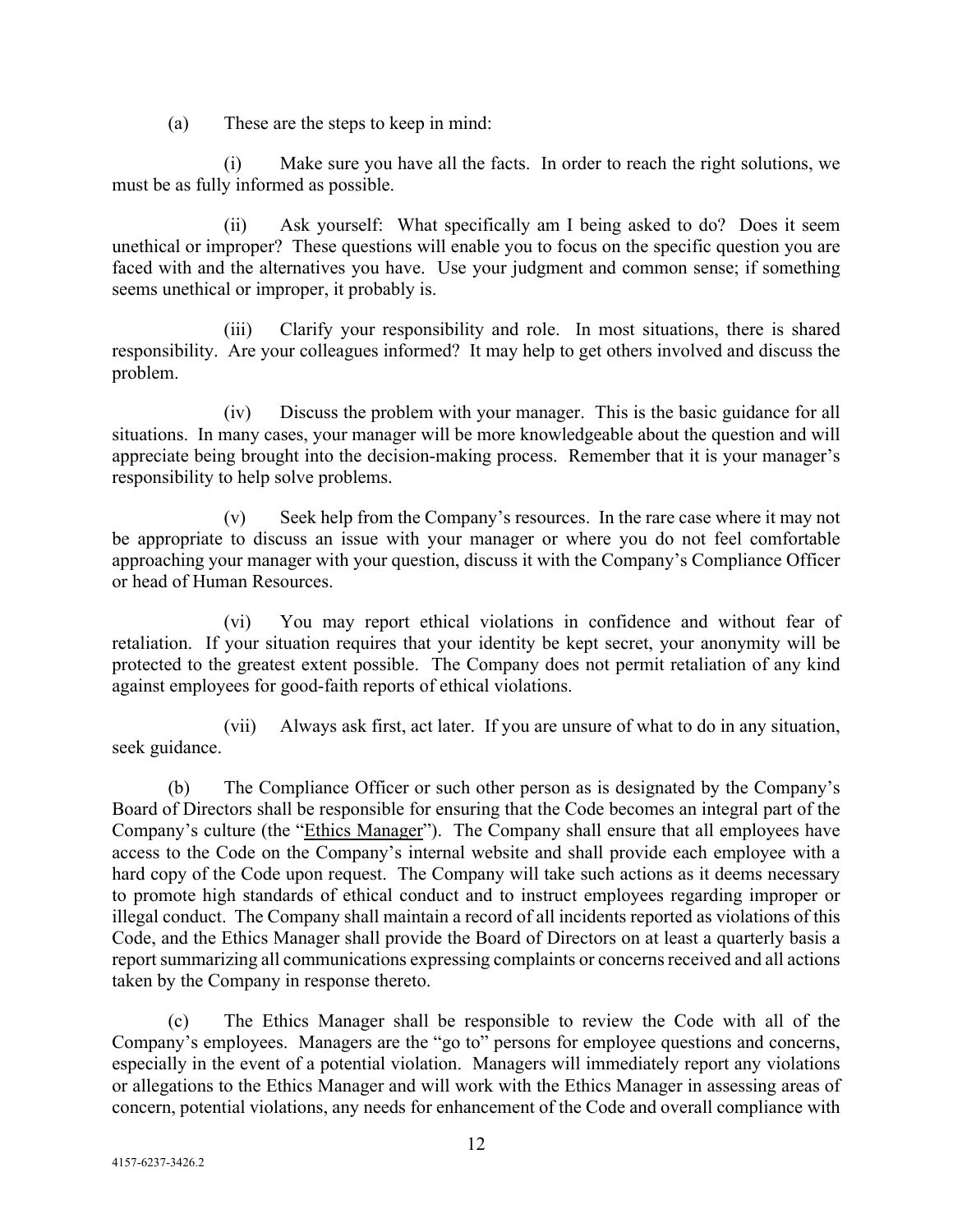(a) These are the steps to keep in mind:

(i) Make sure you have all the facts. In order to reach the right solutions, we must be as fully informed as possible.

(ii) Ask yourself: What specifically am I being asked to do? Does it seem unethical or improper? These questions will enable you to focus on the specific question you are faced with and the alternatives you have. Use your judgment and common sense; if something seems unethical or improper, it probably is.

(iii) Clarify your responsibility and role. In most situations, there is shared responsibility. Are your colleagues informed? It may help to get others involved and discuss the problem.

(iv) Discuss the problem with your manager. This is the basic guidance for all situations. In many cases, your manager will be more knowledgeable about the question and will appreciate being brought into the decision-making process. Remember that it is your manager's responsibility to help solve problems.

(v) Seek help from the Company's resources. In the rare case where it may not be appropriate to discuss an issue with your manager or where you do not feel comfortable approaching your manager with your question, discuss it with the Company's Compliance Officer or head of Human Resources.

(vi) You may report ethical violations in confidence and without fear of retaliation. If your situation requires that your identity be kept secret, your anonymity will be protected to the greatest extent possible. The Company does not permit retaliation of any kind against employees for good-faith reports of ethical violations.

(vii) Always ask first, act later. If you are unsure of what to do in any situation, seek guidance.

(b) The Compliance Officer or such other person as is designated by the Company's Board of Directors shall be responsible for ensuring that the Code becomes an integral part of the Company's culture (the "Ethics Manager"). The Company shall ensure that all employees have access to the Code on the Company's internal website and shall provide each employee with a hard copy of the Code upon request. The Company will take such actions as it deems necessary to promote high standards of ethical conduct and to instruct employees regarding improper or illegal conduct. The Company shall maintain a record of all incidents reported as violations of this Code, and the Ethics Manager shall provide the Board of Directors on at least a quarterly basis a report summarizing all communications expressing complaints or concerns received and all actions taken by the Company in response thereto.

(c) The Ethics Manager shall be responsible to review the Code with all of the Company's employees. Managers are the "go to" persons for employee questions and concerns, especially in the event of a potential violation. Managers will immediately report any violations or allegations to the Ethics Manager and will work with the Ethics Manager in assessing areas of concern, potential violations, any needs for enhancement of the Code and overall compliance with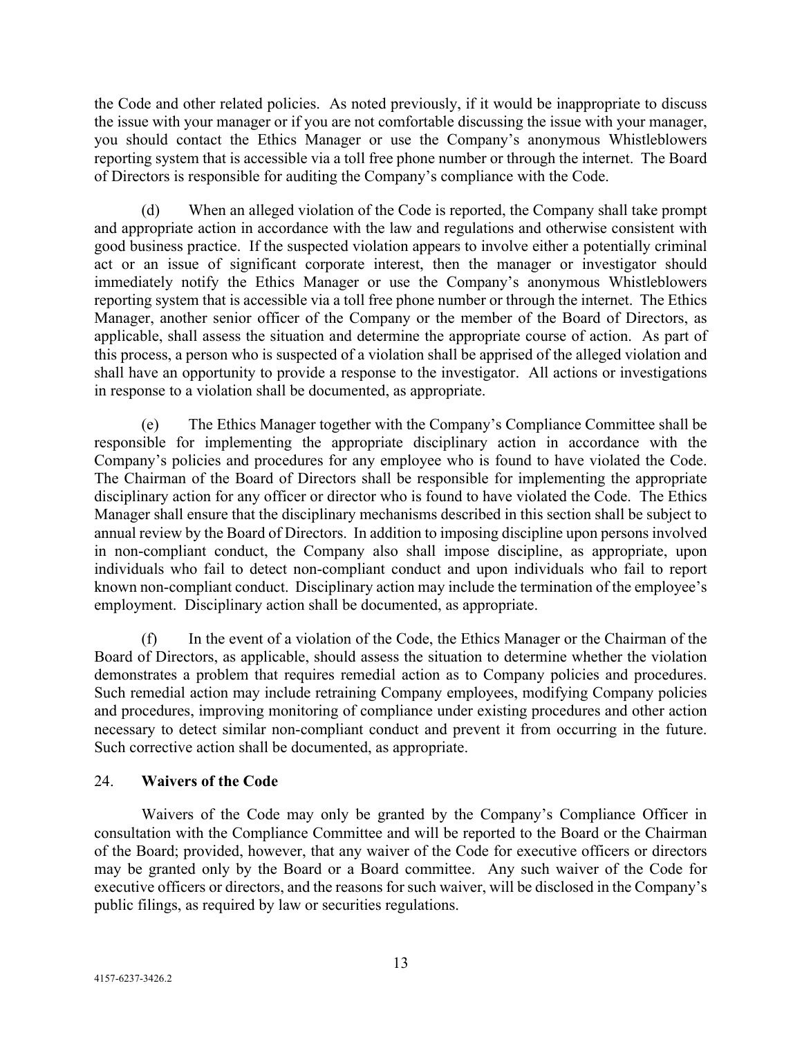the Code and other related policies. As noted previously, if it would be inappropriate to discuss the issue with your manager or if you are not comfortable discussing the issue with your manager, you should contact the Ethics Manager or use the Company's anonymous Whistleblowers reporting system that is accessible via a toll free phone number or through the internet. The Board of Directors is responsible for auditing the Company's compliance with the Code.

(d) When an alleged violation of the Code is reported, the Company shall take prompt and appropriate action in accordance with the law and regulations and otherwise consistent with good business practice. If the suspected violation appears to involve either a potentially criminal act or an issue of significant corporate interest, then the manager or investigator should immediately notify the Ethics Manager or use the Company's anonymous Whistleblowers reporting system that is accessible via a toll free phone number or through the internet. The Ethics Manager, another senior officer of the Company or the member of the Board of Directors, as applicable, shall assess the situation and determine the appropriate course of action. As part of this process, a person who is suspected of a violation shall be apprised of the alleged violation and shall have an opportunity to provide a response to the investigator. All actions or investigations in response to a violation shall be documented, as appropriate.

(e) The Ethics Manager together with the Company's Compliance Committee shall be responsible for implementing the appropriate disciplinary action in accordance with the Company's policies and procedures for any employee who is found to have violated the Code. The Chairman of the Board of Directors shall be responsible for implementing the appropriate disciplinary action for any officer or director who is found to have violated the Code. The Ethics Manager shall ensure that the disciplinary mechanisms described in this section shall be subject to annual review by the Board of Directors. In addition to imposing discipline upon persons involved in non-compliant conduct, the Company also shall impose discipline, as appropriate, upon individuals who fail to detect non-compliant conduct and upon individuals who fail to report known non-compliant conduct. Disciplinary action may include the termination of the employee's employment. Disciplinary action shall be documented, as appropriate.

(f) In the event of a violation of the Code, the Ethics Manager or the Chairman of the Board of Directors, as applicable, should assess the situation to determine whether the violation demonstrates a problem that requires remedial action as to Company policies and procedures. Such remedial action may include retraining Company employees, modifying Company policies and procedures, improving monitoring of compliance under existing procedures and other action necessary to detect similar non-compliant conduct and prevent it from occurring in the future. Such corrective action shall be documented, as appropriate.

## 24. **Waivers of the Code**

Waivers of the Code may only be granted by the Company's Compliance Officer in consultation with the Compliance Committee and will be reported to the Board or the Chairman of the Board; provided, however, that any waiver of the Code for executive officers or directors may be granted only by the Board or a Board committee. Any such waiver of the Code for executive officers or directors, and the reasons for such waiver, will be disclosed in the Company's public filings, as required by law or securities regulations.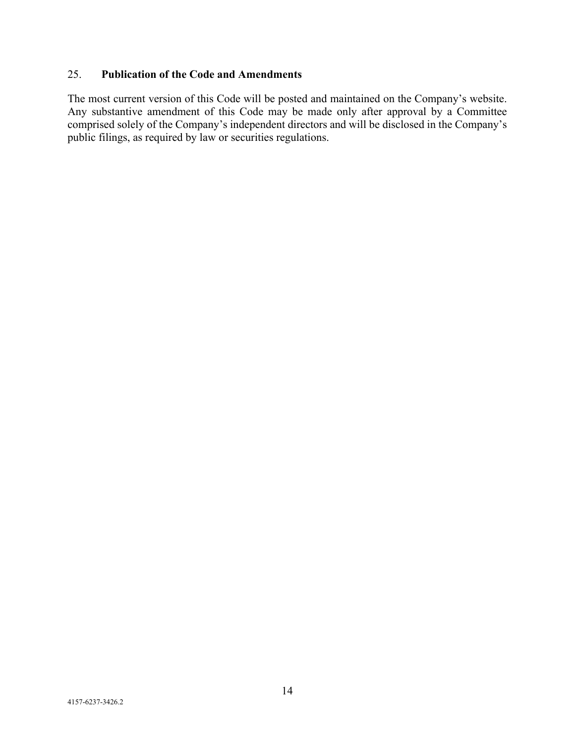## 25. **Publication of the Code and Amendments**

The most current version of this Code will be posted and maintained on the Company's website. Any substantive amendment of this Code may be made only after approval by a Committee comprised solely of the Company's independent directors and will be disclosed in the Company's public filings, as required by law or securities regulations.

4157-6237-3426.2